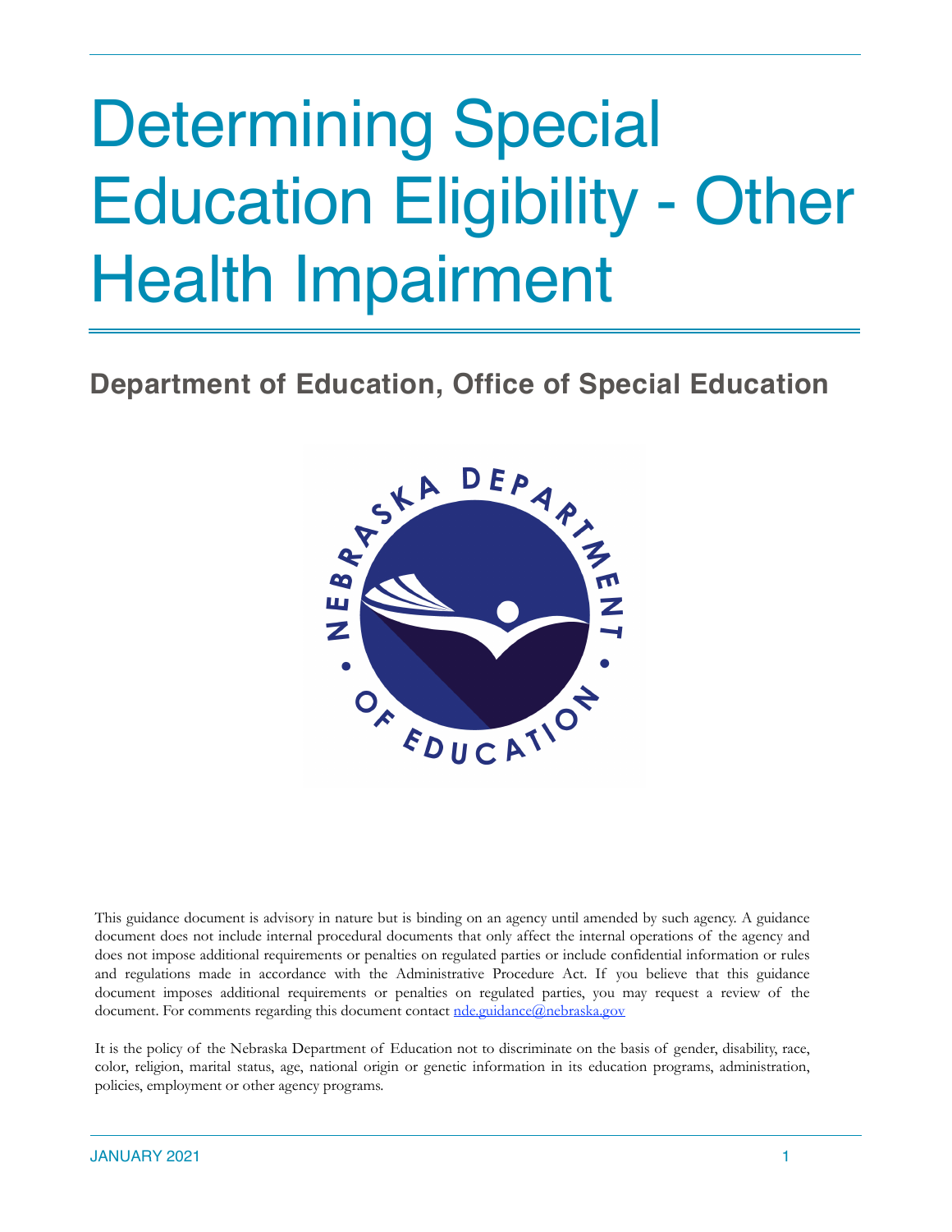# Determining Special Education Eligibility - Other Health Impairment

## Department of Education, Office of Special Education

This guidance document is advisory in nature but is binding on an agency until amended by such agency. A guidance document does not include internal procedural documents that only affect the internal operations of the agency and does not impose additional requirements or penalties on regulated parties or include confidential information or rules and regulations made in accordance with the Administrative Procedure Act. If you believe that this guidance document imposes additional requirements or penalties on regulated parties, you may request a review of the document. For comments regarding this document contact nde.guidance@nebraska.gov

It is the policy of the Nebraska Department of Education not to discriminate on the basis of gender, disability, race, color, religion, marital status, age, national origin or genetic information in its education programs, administration, policies, employment or other agency programs.

JANUARY 2021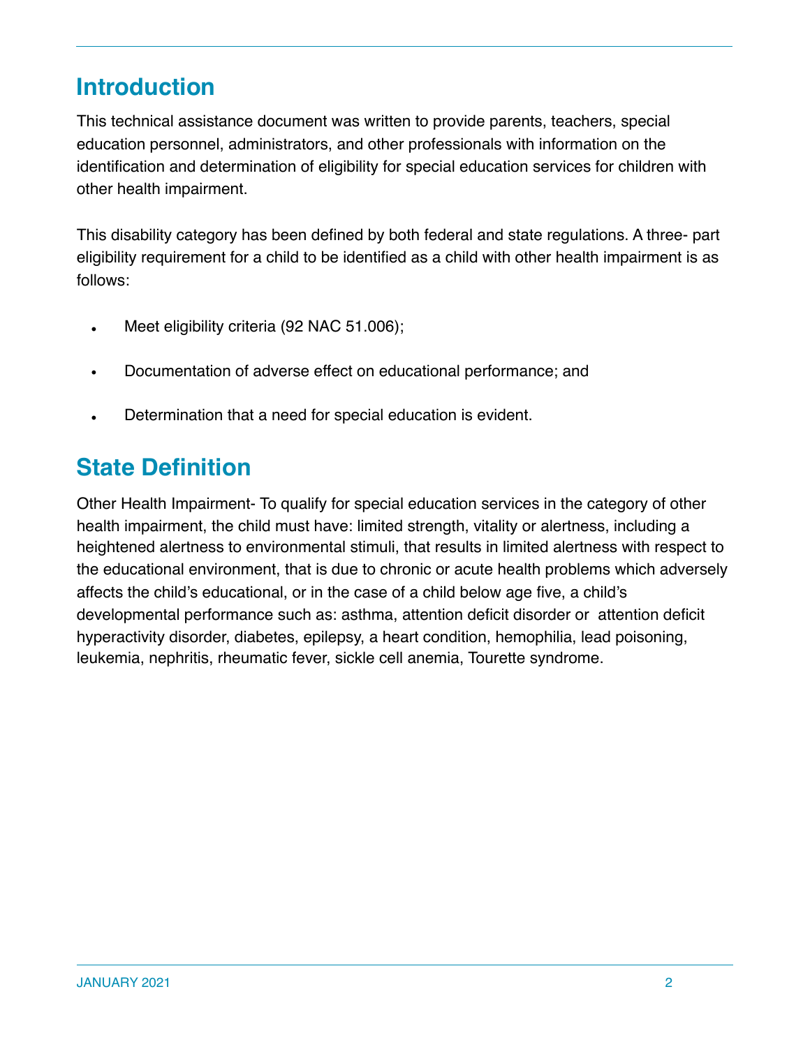## Introduction

This technical assistance document was written to provide parents, teachers, special education personnel, administrators, and other professionals with information on the identification and determination of eligibility for special education services for children with other health impairment.

This disability category has been defined by both federal and state regulations. A three- part eligibility requirement for a child to be identified as a child with other health impairment is as follows:

- Meet eligibility criteria (92 NAC 51.006);
- Documentation of adverse effect on educational performance; and
- Determination that a need for special education is evident.

## State Definition

Other Health Impairment- To qualify for special education services in the category of other health impairment, the child must have: limited strength, vitality or alertness, including a heightened alertness to environmental stimuli, that results in limited alertness with respect to the educational environment, that is due to chronic or acute health problems which adversely affects the child's educational, or in the case of a child below age five, a child's developmental performance such as: asthma, attention deficit disorder or attention deficit hyperactivity disorder, diabetes, epilepsy, a heart condition, hemophilia, lead poisoning, leukemia, nephritis, rheumatic fever, sickle cell anemia, Tourette syndrome.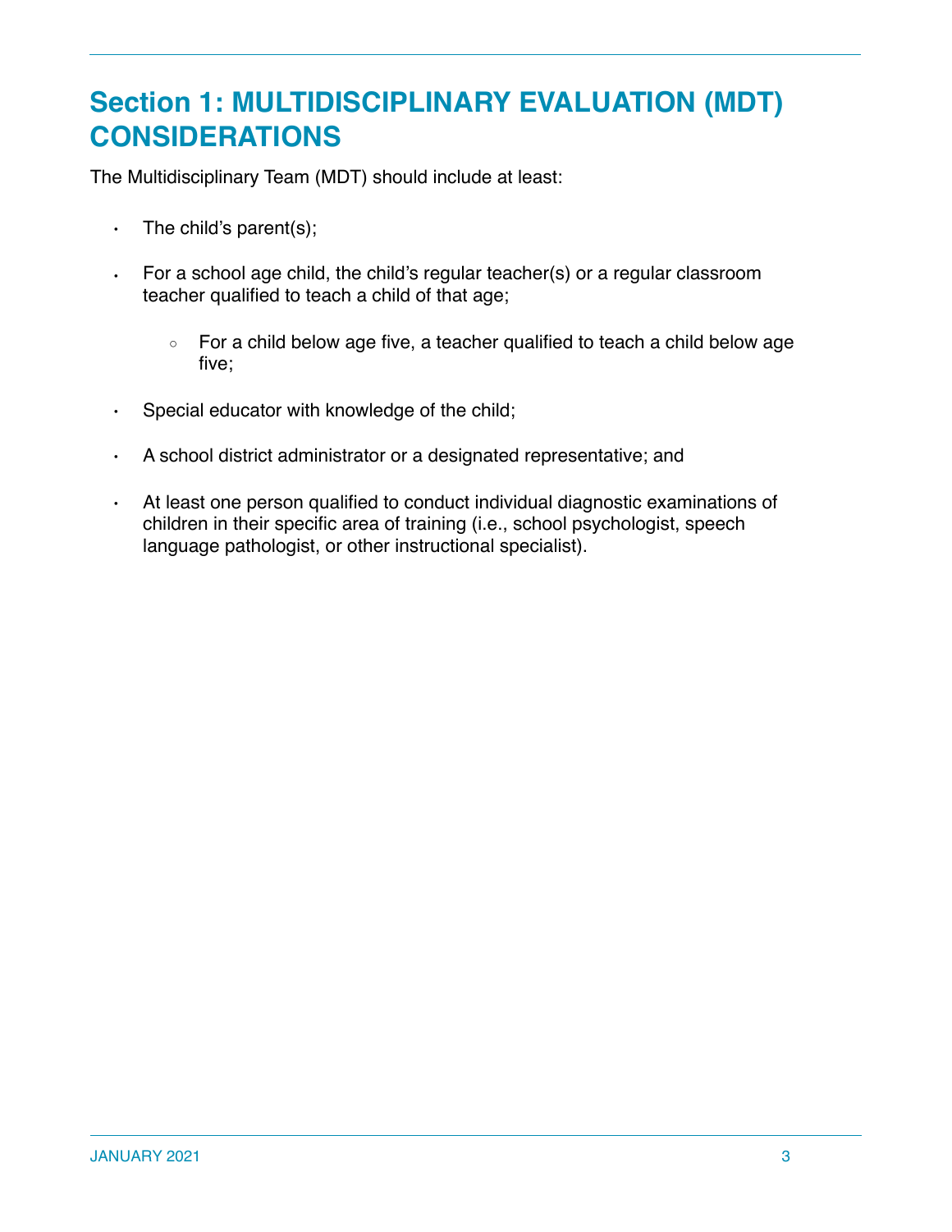# Section 1: MULTIDISCIPLINARY EVALUATION (MDT) CONSIDERATIONS

The Multidisciplinary Team (MDT) should include at least:

- The child's parent(s);
- For a school age child, the child's regular teacher(s) or a regular classroom teacher qualified to teach a child of that age;
    - For a child below age five, a teacher qualified to teach a child below age five;
- Special educator with knowledge of the child;
- A school district administrator or a designated representative; and
- At least one person qualified to conduct individual diagnostic examinations of children in their specific area of training (i.e., school psychologist, speech language pathologist, or other instructional specialist).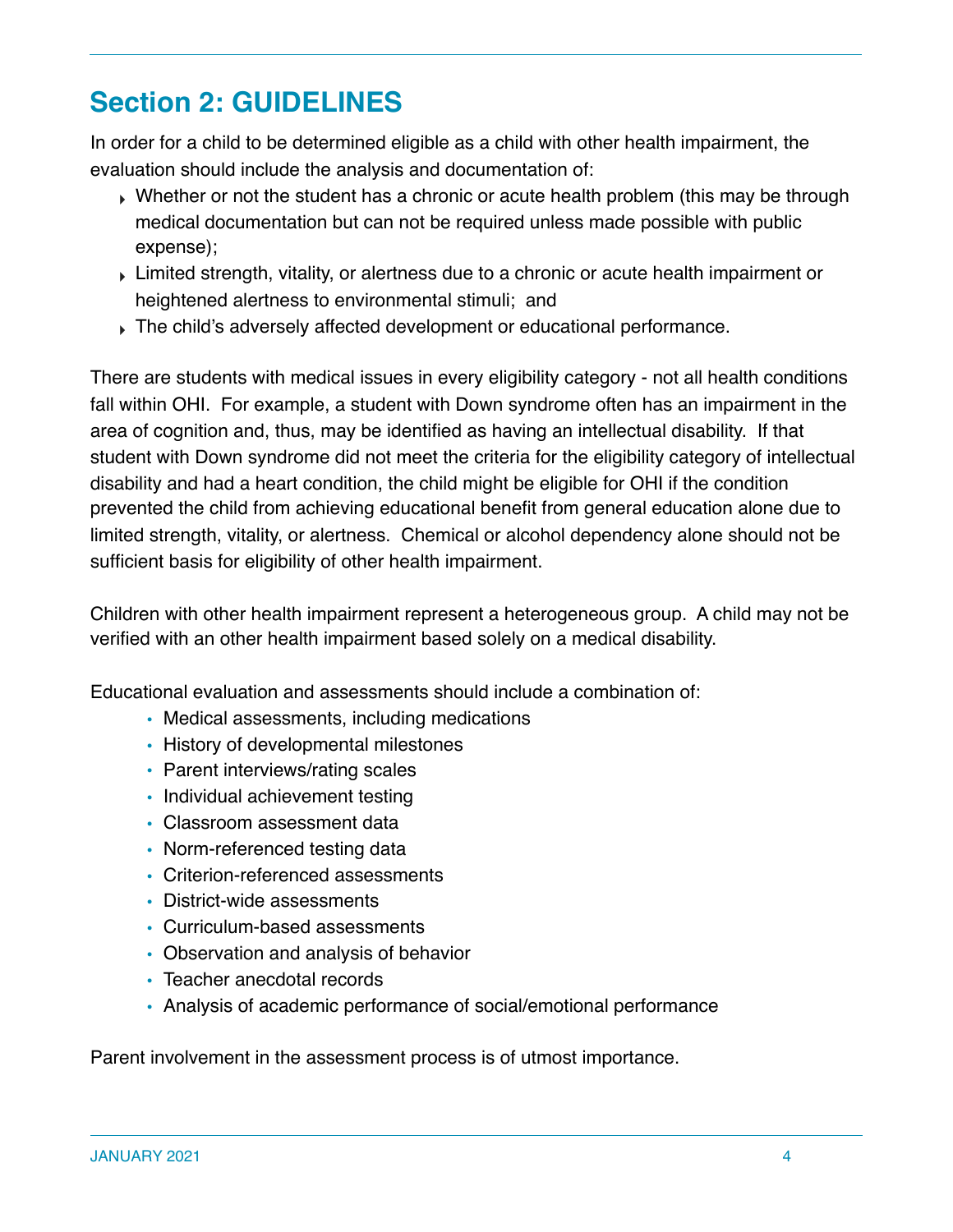# Section 2: GUIDELINES

In order for a child to be determined eligible as a child with other health impairment, the evaluation should include the analysis and documentation of:

- Whether or not the student has a chronic or acute health problem (this may be through medical documentation but can not be required unless made possible with public expense);
- Limited strength, vitality, or alertness due to a chronic or acute health impairment or heightened alertness to environmental stimuli; and
- The child's adversely affected development or educational performance.

There are students with medical issues in every eligibility category - not all health conditions fall within OHI. For example, a student with Down syndrome often has an impairment in the area of cognition and, thus, may be identified as having an intellectual disability. If that student with Down syndrome did not meet the criteria for the eligibility category of intellectual disability and had a heart condition, the child might be eligible for OHI if the condition prevented the child from achieving educational benefit from general education alone due to limited strength, vitality, or alertness. Chemical or alcohol dependency alone should not be sufficient basis for eligibility of other health impairment.

Children with other health impairment represent a heterogeneous group. A child may not be verified with an other health impairment based solely on a medical disability.

Educational evaluation and assessments should include a combination of:

- Medical assessments, including medications
- History of developmental milestones
- Parent interviews/rating scales
- Individual achievement testing
- Classroom assessment data
- Norm-referenced testing data
- Criterion-referenced assessments
- District-wide assessments
- Curriculum-based assessments
- Observation and analysis of behavior
- Teacher anecdotal records
- Analysis of academic performance of social/emotional performance

Parent involvement in the assessment process is of utmost importance.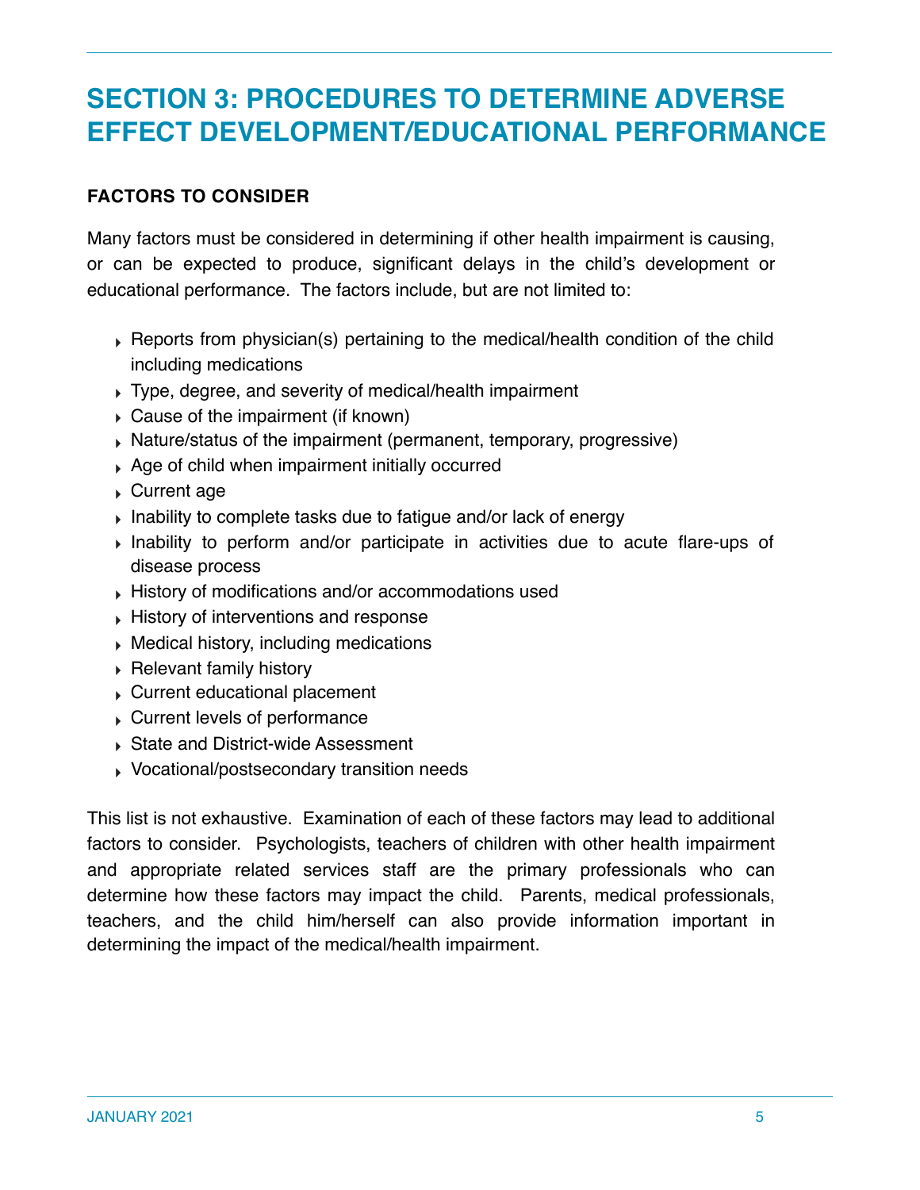# SECTION 3: PROCEDURES TO DETERMINE ADVERSE EFFECT DEVELOPMENT/EDUCATIONAL PERFORMANCE

## FACTORS TO CONSIDER

Many factors must be considered in determining if other health impairment is causing, or can be expected to produce, significant delays in the child's development or educational performance. The factors include, but are not limited to:

- Reports from physician(s) pertaining to the medical/health condition of the child including medications
- Type, degree, and severity of medical/health impairment
- Cause of the impairment (if known)
- Nature/status of the impairment (permanent, temporary, progressive)
- Age of child when impairment initially occurred
- Current age
- Inability to complete tasks due to fatigue and/or lack of energy
- Inability to perform and/or participate in activities due to acute flare-ups of disease process
- History of modifications and/or accommodations used
- History of interventions and response
- Medical history, including medications
- Relevant family history
- Current educational placement
- Current levels of performance
- State and District-wide Assessment
- Vocational/postsecondary transition needs

This list is not exhaustive. Examination of each of these factors may lead to additional factors to consider. Psychologists, teachers of children with other health impairment and appropriate related services staff are the primary professionals who can determine how these factors may impact the child. Parents, medical professionals, teachers, and the child him/herself can also provide information important in determining the impact of the medical/health impairment.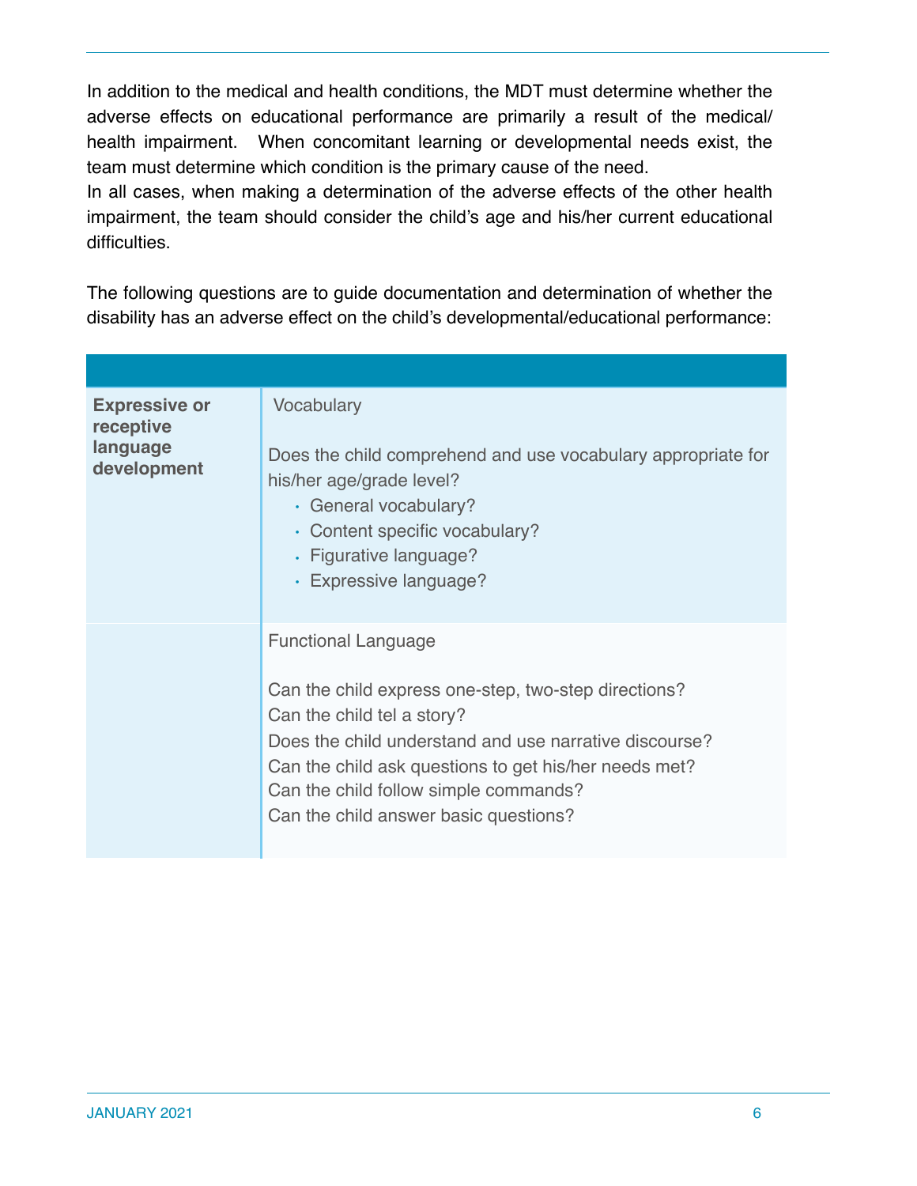In addition to the medical and health conditions, the MDT must determine whether the adverse effects on educational performance are primarily a result of the medical/ health impairment. When concomitant learning or developmental needs exist, the team must determine which condition is the primary cause of the need.
In all cases, when making a determination of the adverse effects of the other health impairment, the team should consider the child's age and his/her current educational difficulties.

The following questions are to guide documentation and determination of whether the disability has an adverse effect on the child's developmental/educational performance:

| | |
|---|---|
| **Expressive or receptive language development** | Vocabulary<br><br>Does the child comprehend and use vocabulary appropriate for his/her age/grade level?<br>• General vocabulary?<br>• Content specific vocabulary?<br>• Figurative language?<br>• Expressive language? |
| | Functional Language<br><br>Can the child express one-step, two-step directions?<br>Can the child tel a story?<br>Does the child understand and use narrative discourse?<br>Can the child ask questions to get his/her needs met?<br>Can the child follow simple commands?<br>Can the child answer basic questions? |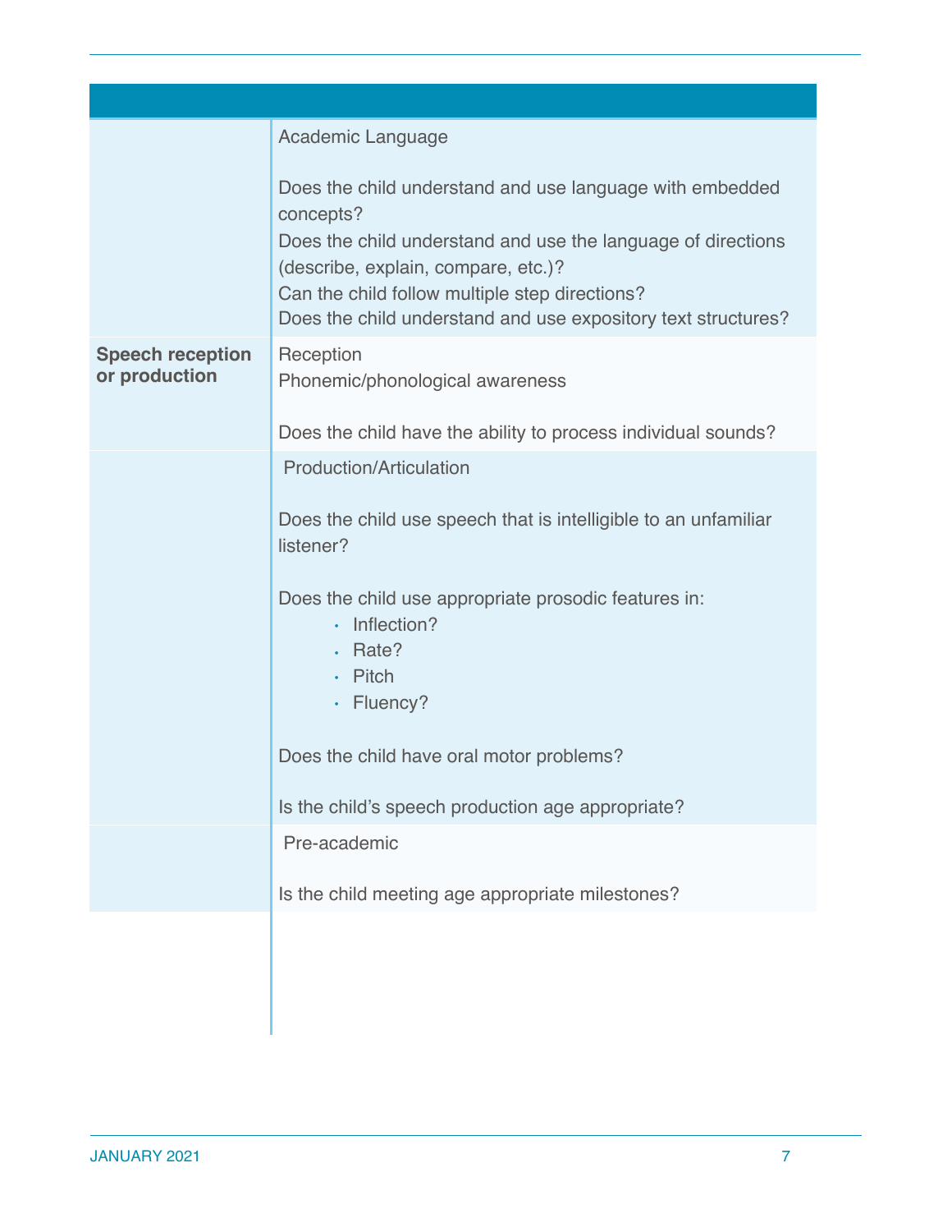| | |
|---|---|
| | Academic Language<br><br>Does the child understand and use language with embedded concepts?<br>Does the child understand and use the language of directions (describe, explain, compare, etc.)?<br>Can the child follow multiple step directions?<br>Does the child understand and use expository text structures? |
| **Speech reception or production** | Reception<br>Phonemic/phonological awareness<br><br>Does the child have the ability to process individual sounds? |
| | Production/Articulation<br><br>Does the child use speech that is intelligible to an unfamiliar listener?<br><br>Does the child use appropriate prosodic features in:<br>• Inflection?<br>• Rate?<br>• Pitch<br>• Fluency?<br><br>Does the child have oral motor problems?<br><br>Is the child's speech production age appropriate? |
| | Pre-academic<br><br>Is the child meeting age appropriate milestones? |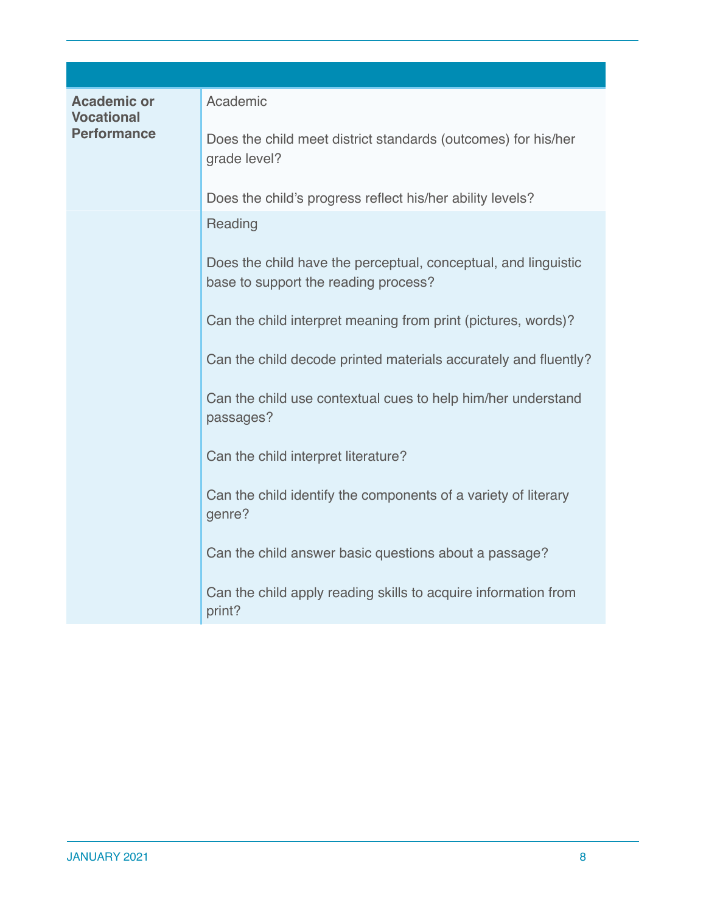| | |
|---|---|
| **Academic or Vocational Performance** | Academic<br><br>Does the child meet district standards (outcomes) for his/her grade level?<br><br>Does the child's progress reflect his/her ability levels? |
| | Reading<br><br>Does the child have the perceptual, conceptual, and linguistic base to support the reading process?<br><br>Can the child interpret meaning from print (pictures, words)?<br><br>Can the child decode printed materials accurately and fluently?<br><br>Can the child use contextual cues to help him/her understand passages?<br><br>Can the child interpret literature?<br><br>Can the child identify the components of a variety of literary genre?<br><br>Can the child answer basic questions about a passage?<br><br>Can the child apply reading skills to acquire information from print? |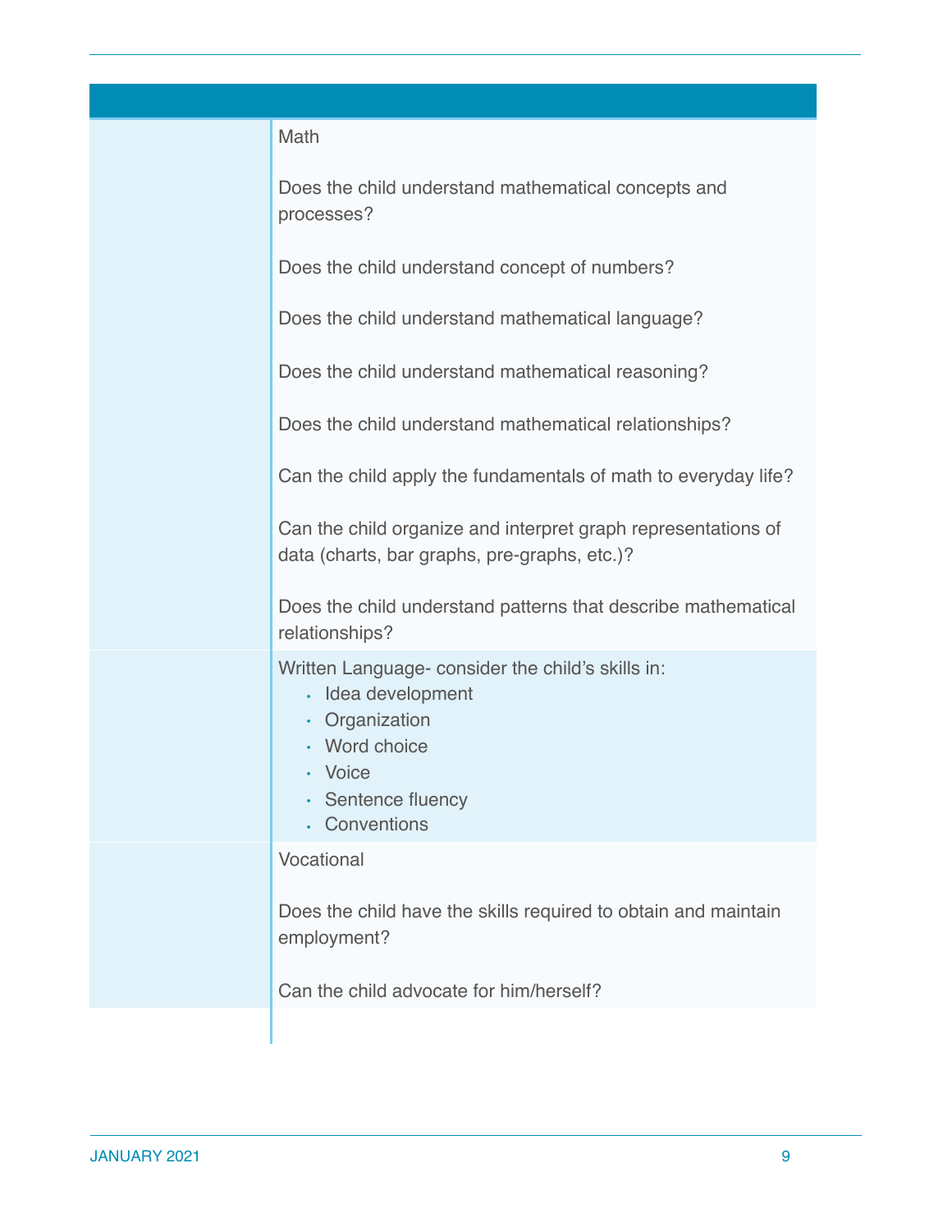| | |
|---|---|
| | Math<br><br>Does the child understand mathematical concepts and processes?<br><br>Does the child understand concept of numbers?<br><br>Does the child understand mathematical language?<br><br>Does the child understand mathematical reasoning?<br><br>Does the child understand mathematical relationships?<br><br>Can the child apply the fundamentals of math to everyday life?<br><br>Can the child organize and interpret graph representations of data (charts, bar graphs, pre-graphs, etc.)?<br><br>Does the child understand patterns that describe mathematical relationships? |
| | Written Language- consider the child's skills in:<br>• Idea development<br>• Organization<br>• Word choice<br>• Voice<br>• Sentence fluency<br>• Conventions |
| | Vocational<br><br>Does the child have the skills required to obtain and maintain employment?<br><br>Can the child advocate for him/herself? |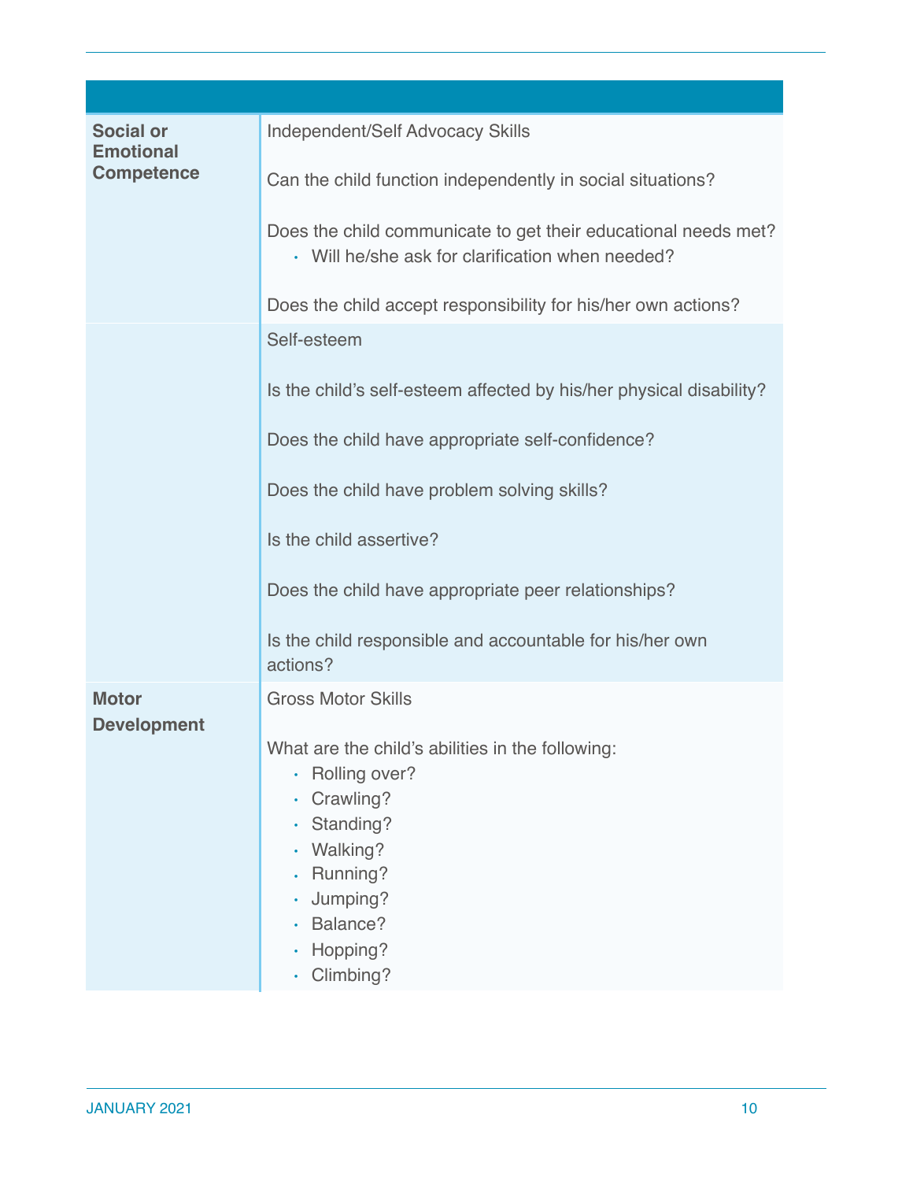| | |
|---|---|
| **Social or Emotional Competence** | Independent/Self Advocacy Skills<br><br>Can the child function independently in social situations?<br><br>Does the child communicate to get their educational needs met?<br>• Will he/she ask for clarification when needed?<br><br>Does the child accept responsibility for his/her own actions? |
| | Self-esteem<br><br>Is the child's self-esteem affected by his/her physical disability?<br><br>Does the child have appropriate self-confidence?<br><br>Does the child have problem solving skills?<br><br>Is the child assertive?<br><br>Does the child have appropriate peer relationships?<br><br>Is the child responsible and accountable for his/her own actions? |
| **Motor Development** | Gross Motor Skills<br><br>What are the child's abilities in the following:<br>• Rolling over?<br>• Crawling?<br>• Standing?<br>• Walking?<br>• Running?<br>• Jumping?<br>• Balance?<br>• Hopping?<br>• Climbing? |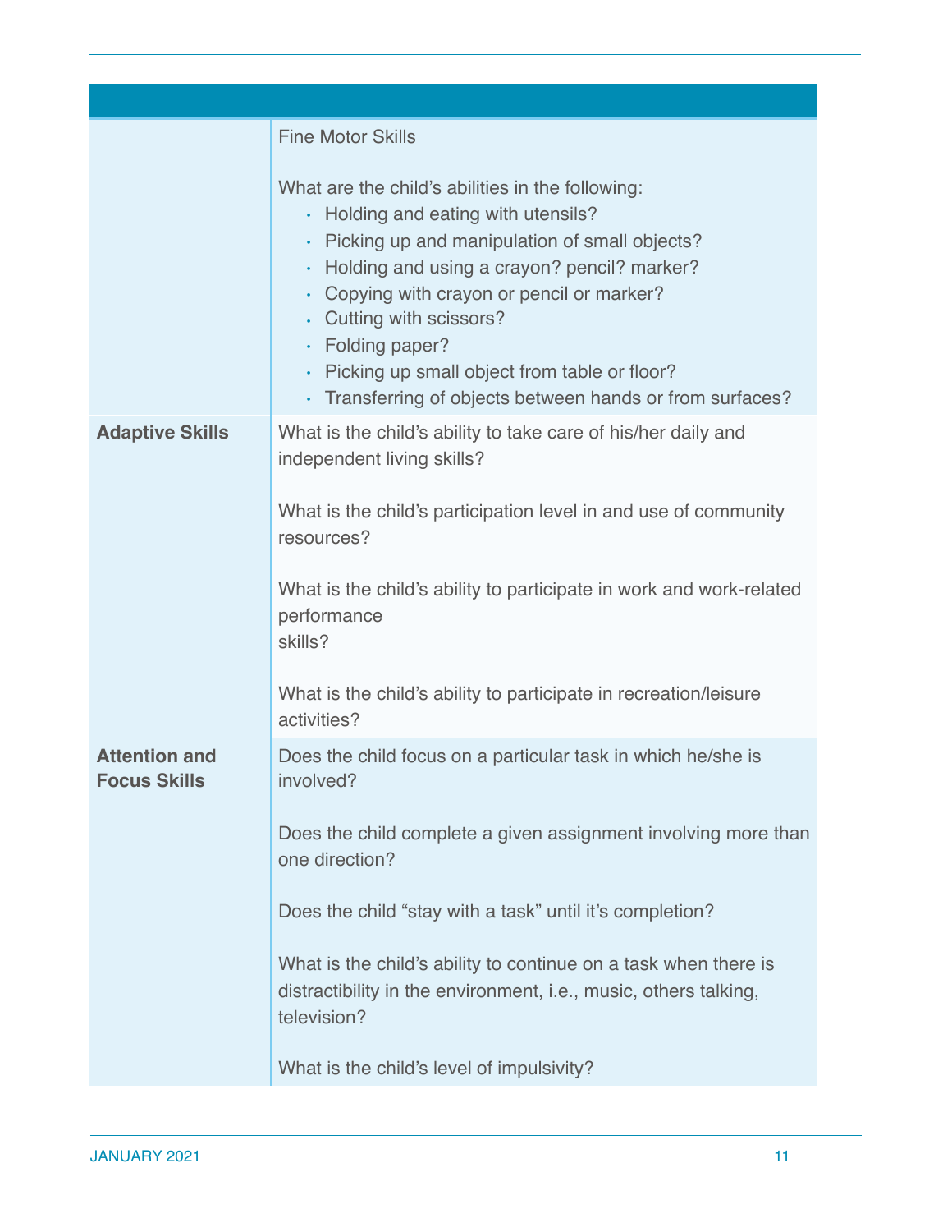| | |
|---|---|
| | Fine Motor Skills<br><br>What are the child's abilities in the following:<br>• Holding and eating with utensils?<br>• Picking up and manipulation of small objects?<br>• Holding and using a crayon? pencil? marker?<br>• Copying with crayon or pencil or marker?<br>• Cutting with scissors?<br>• Folding paper?<br>• Picking up small object from table or floor?<br>• Transferring of objects between hands or from surfaces? |
| **Adaptive Skills** | What is the child's ability to take care of his/her daily and independent living skills?<br><br>What is the child's participation level in and use of community resources?<br><br>What is the child's ability to participate in work and work-related performance skills?<br><br>What is the child's ability to participate in recreation/leisure activities? |
| **Attention and Focus Skills** | Does the child focus on a particular task in which he/she is involved?<br><br>Does the child complete a given assignment involving more than one direction?<br><br>Does the child "stay with a task" until it's completion?<br><br>What is the child's ability to continue on a task when there is distractibility in the environment, i.e., music, others talking, television?<br><br>What is the child's level of impulsivity? |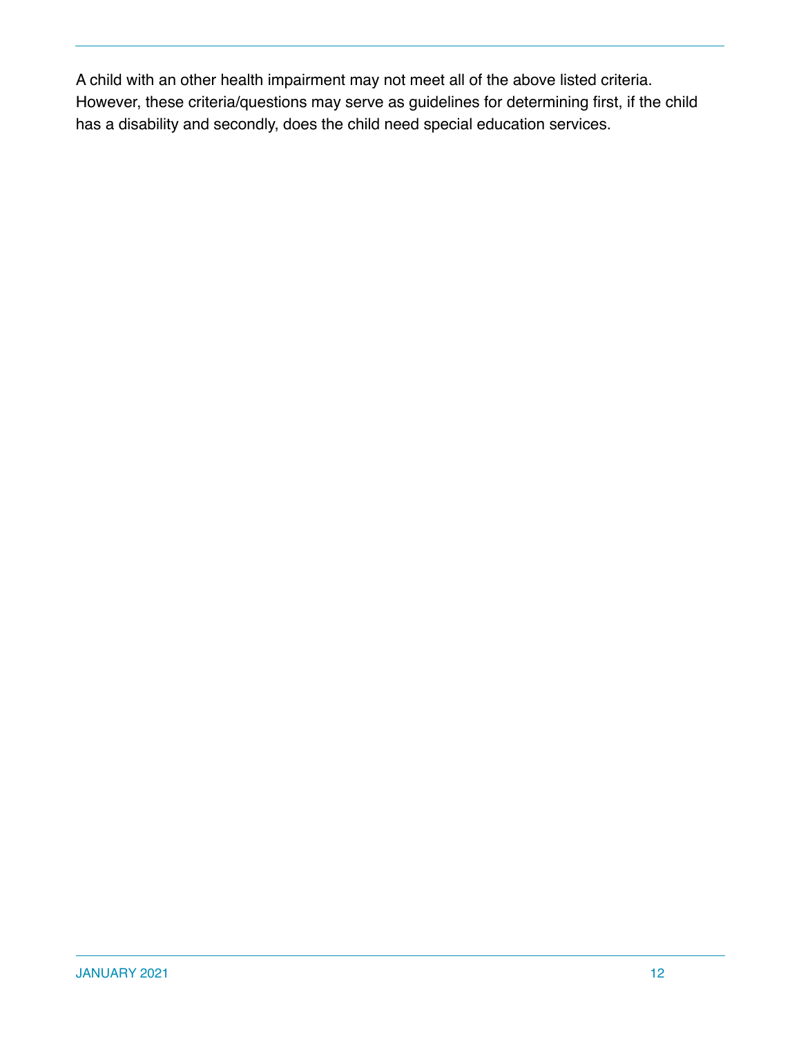A child with an other health impairment may not meet all of the above listed criteria. However, these criteria/questions may serve as guidelines for determining first, if the child has a disability and secondly, does the child need special education services.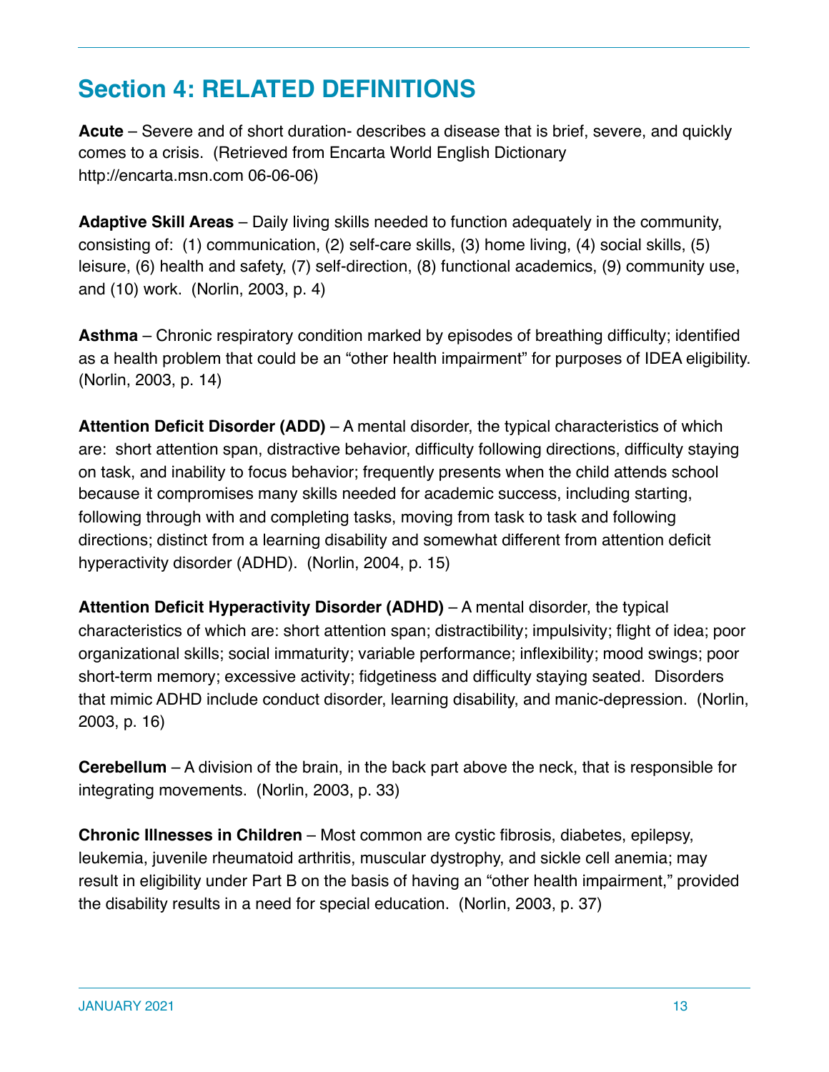## Section 4: RELATED DEFINITIONS

**Acute** – Severe and of short duration- describes a disease that is brief, severe, and quickly comes to a crisis. (Retrieved from Encarta World English Dictionary http://encarta.msn.com 06-06-06)

**Adaptive Skill Areas** – Daily living skills needed to function adequately in the community, consisting of: (1) communication, (2) self-care skills, (3) home living, (4) social skills, (5) leisure, (6) health and safety, (7) self-direction, (8) functional academics, (9) community use, and (10) work. (Norlin, 2003, p. 4)

**Asthma** – Chronic respiratory condition marked by episodes of breathing difficulty; identified as a health problem that could be an "other health impairment" for purposes of IDEA eligibility. (Norlin, 2003, p. 14)

**Attention Deficit Disorder (ADD)** – A mental disorder, the typical characteristics of which are: short attention span, distractive behavior, difficulty following directions, difficulty staying on task, and inability to focus behavior; frequently presents when the child attends school because it compromises many skills needed for academic success, including starting, following through with and completing tasks, moving from task to task and following directions; distinct from a learning disability and somewhat different from attention deficit hyperactivity disorder (ADHD). (Norlin, 2004, p. 15)

**Attention Deficit Hyperactivity Disorder (ADHD)** – A mental disorder, the typical characteristics of which are: short attention span; distractibility; impulsivity; flight of idea; poor organizational skills; social immaturity; variable performance; inflexibility; mood swings; poor short-term memory; excessive activity; fidgetiness and difficulty staying seated. Disorders that mimic ADHD include conduct disorder, learning disability, and manic-depression. (Norlin, 2003, p. 16)

**Cerebellum** – A division of the brain, in the back part above the neck, that is responsible for integrating movements. (Norlin, 2003, p. 33)

**Chronic Illnesses in Children** – Most common are cystic fibrosis, diabetes, epilepsy, leukemia, juvenile rheumatoid arthritis, muscular dystrophy, and sickle cell anemia; may result in eligibility under Part B on the basis of having an "other health impairment," provided the disability results in a need for special education. (Norlin, 2003, p. 37)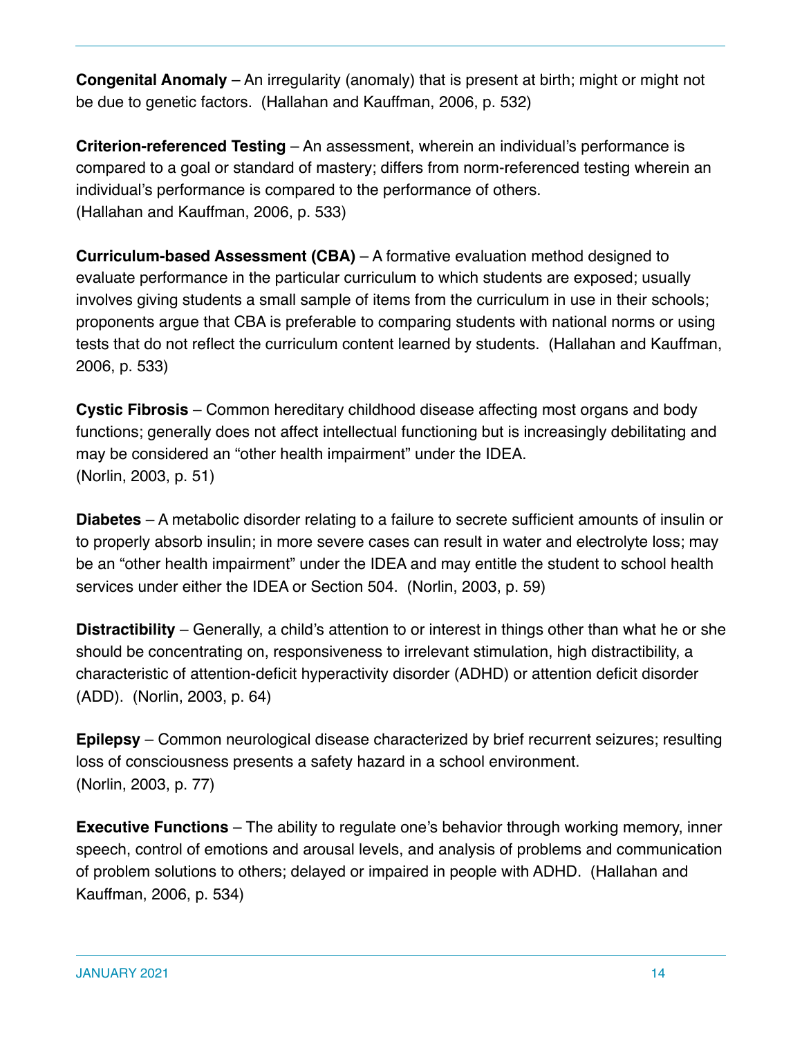**Congenital Anomaly** – An irregularity (anomaly) that is present at birth; might or might not be due to genetic factors. (Hallahan and Kauffman, 2006, p. 532)

**Criterion-referenced Testing** – An assessment, wherein an individual's performance is compared to a goal or standard of mastery; differs from norm-referenced testing wherein an individual's performance is compared to the performance of others.
(Hallahan and Kauffman, 2006, p. 533)

**Curriculum-based Assessment (CBA)** – A formative evaluation method designed to evaluate performance in the particular curriculum to which students are exposed; usually involves giving students a small sample of items from the curriculum in use in their schools; proponents argue that CBA is preferable to comparing students with national norms or using tests that do not reflect the curriculum content learned by students. (Hallahan and Kauffman, 2006, p. 533)

**Cystic Fibrosis** – Common hereditary childhood disease affecting most organs and body functions; generally does not affect intellectual functioning but is increasingly debilitating and may be considered an "other health impairment" under the IDEA.
(Norlin, 2003, p. 51)

**Diabetes** – A metabolic disorder relating to a failure to secrete sufficient amounts of insulin or to properly absorb insulin; in more severe cases can result in water and electrolyte loss; may be an "other health impairment" under the IDEA and may entitle the student to school health services under either the IDEA or Section 504. (Norlin, 2003, p. 59)

**Distractibility** – Generally, a child's attention to or interest in things other than what he or she should be concentrating on, responsiveness to irrelevant stimulation, high distractibility, a characteristic of attention-deficit hyperactivity disorder (ADHD) or attention deficit disorder (ADD). (Norlin, 2003, p. 64)

**Epilepsy** – Common neurological disease characterized by brief recurrent seizures; resulting loss of consciousness presents a safety hazard in a school environment.
(Norlin, 2003, p. 77)

**Executive Functions** – The ability to regulate one's behavior through working memory, inner speech, control of emotions and arousal levels, and analysis of problems and communication of problem solutions to others; delayed or impaired in people with ADHD. (Hallahan and Kauffman, 2006, p. 534)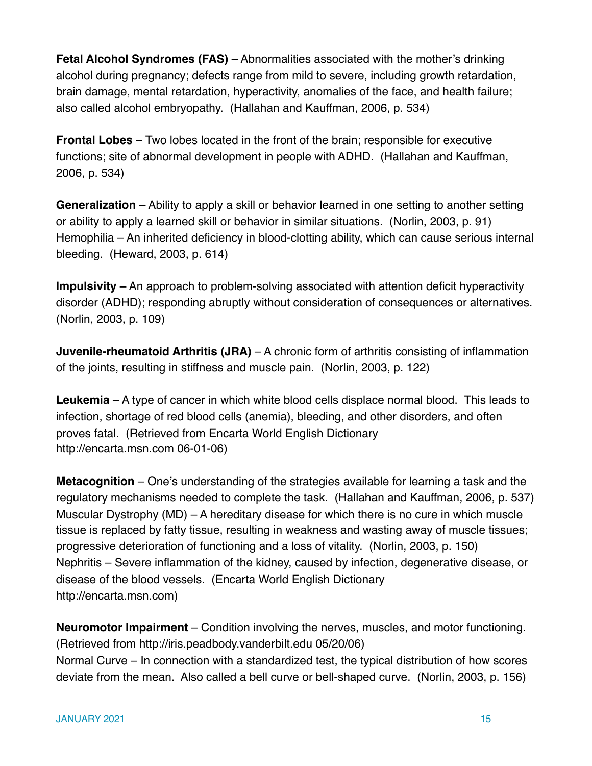**Fetal Alcohol Syndromes (FAS)** – Abnormalities associated with the mother's drinking alcohol during pregnancy; defects range from mild to severe, including growth retardation, brain damage, mental retardation, hyperactivity, anomalies of the face, and health failure; also called alcohol embryopathy. (Hallahan and Kauffman, 2006, p. 534)

**Frontal Lobes** – Two lobes located in the front of the brain; responsible for executive functions; site of abnormal development in people with ADHD. (Hallahan and Kauffman, 2006, p. 534)

**Generalization** – Ability to apply a skill or behavior learned in one setting to another setting or ability to apply a learned skill or behavior in similar situations. (Norlin, 2003, p. 91)
Hemophilia – An inherited deficiency in blood-clotting ability, which can cause serious internal bleeding. (Heward, 2003, p. 614)

**Impulsivity –** An approach to problem-solving associated with attention deficit hyperactivity disorder (ADHD); responding abruptly without consideration of consequences or alternatives. (Norlin, 2003, p. 109)

**Juvenile-rheumatoid Arthritis (JRA)** – A chronic form of arthritis consisting of inflammation of the joints, resulting in stiffness and muscle pain. (Norlin, 2003, p. 122)

**Leukemia** – A type of cancer in which white blood cells displace normal blood. This leads to infection, shortage of red blood cells (anemia), bleeding, and other disorders, and often proves fatal. (Retrieved from Encarta World English Dictionary http://encarta.msn.com 06-01-06)

**Metacognition** – One's understanding of the strategies available for learning a task and the regulatory mechanisms needed to complete the task. (Hallahan and Kauffman, 2006, p. 537)
Muscular Dystrophy (MD) – A hereditary disease for which there is no cure in which muscle tissue is replaced by fatty tissue, resulting in weakness and wasting away of muscle tissues; progressive deterioration of functioning and a loss of vitality. (Norlin, 2003, p. 150)
Nephritis – Severe inflammation of the kidney, caused by infection, degenerative disease, or disease of the blood vessels. (Encarta World English Dictionary http://encarta.msn.com)

**Neuromotor Impairment** – Condition involving the nerves, muscles, and motor functioning. (Retrieved from http://iris.peadbody.vanderbilt.edu 05/20/06)
Normal Curve – In connection with a standardized test, the typical distribution of how scores deviate from the mean. Also called a bell curve or bell-shaped curve. (Norlin, 2003, p. 156)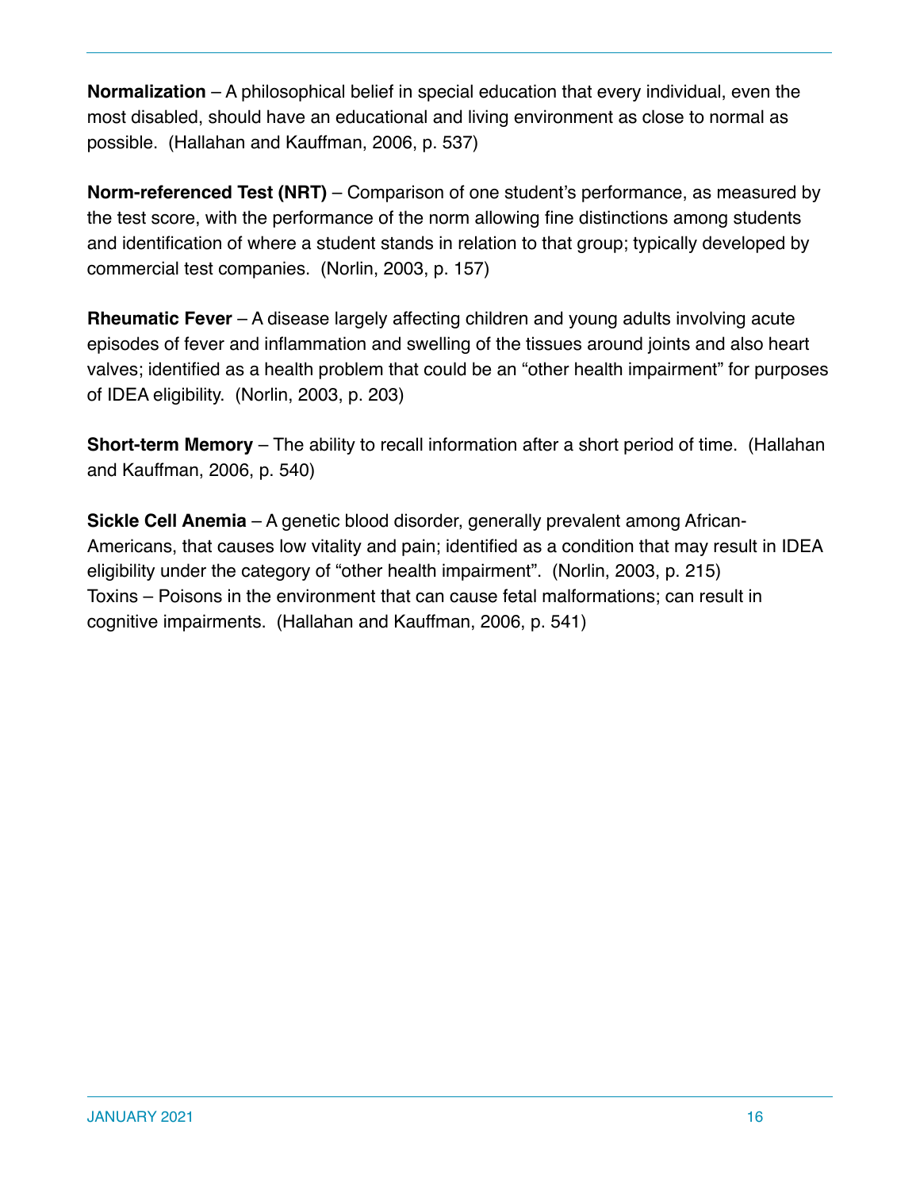**Normalization** – A philosophical belief in special education that every individual, even the most disabled, should have an educational and living environment as close to normal as possible. (Hallahan and Kauffman, 2006, p. 537)

**Norm-referenced Test (NRT)** – Comparison of one student's performance, as measured by the test score, with the performance of the norm allowing fine distinctions among students and identification of where a student stands in relation to that group; typically developed by commercial test companies. (Norlin, 2003, p. 157)

**Rheumatic Fever** – A disease largely affecting children and young adults involving acute episodes of fever and inflammation and swelling of the tissues around joints and also heart valves; identified as a health problem that could be an "other health impairment" for purposes of IDEA eligibility. (Norlin, 2003, p. 203)

**Short-term Memory** – The ability to recall information after a short period of time. (Hallahan and Kauffman, 2006, p. 540)

**Sickle Cell Anemia** – A genetic blood disorder, generally prevalent among African-Americans, that causes low vitality and pain; identified as a condition that may result in IDEA eligibility under the category of "other health impairment". (Norlin, 2003, p. 215)
Toxins – Poisons in the environment that can cause fetal malformations; can result in cognitive impairments. (Hallahan and Kauffman, 2006, p. 541)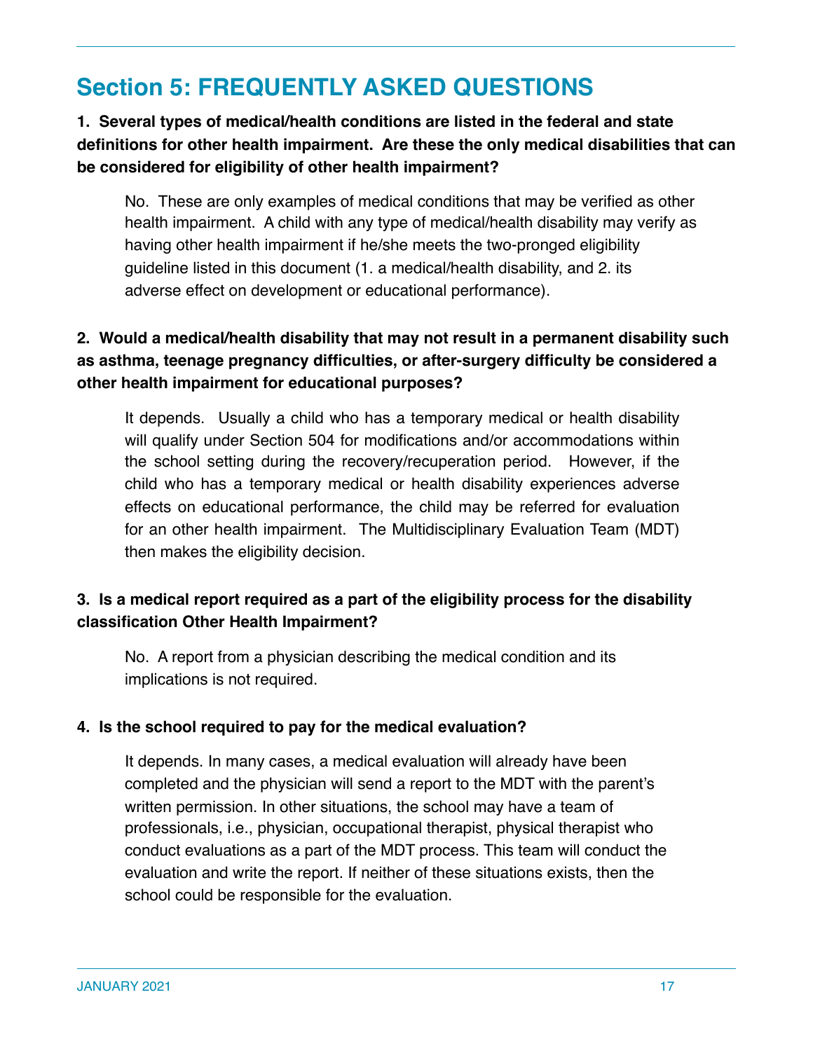## Section 5: FREQUENTLY ASKED QUESTIONS

**1. Several types of medical/health conditions are listed in the federal and state definitions for other health impairment. Are these the only medical disabilities that can be considered for eligibility of other health impairment?**

No. These are only examples of medical conditions that may be verified as other health impairment. A child with any type of medical/health disability may verify as having other health impairment if he/she meets the two-pronged eligibility guideline listed in this document (1. a medical/health disability, and 2. its adverse effect on development or educational performance).

**2. Would a medical/health disability that may not result in a permanent disability such as asthma, teenage pregnancy difficulties, or after-surgery difficulty be considered a other health impairment for educational purposes?**

It depends. Usually a child who has a temporary medical or health disability will qualify under Section 504 for modifications and/or accommodations within the school setting during the recovery/recuperation period. However, if the child who has a temporary medical or health disability experiences adverse effects on educational performance, the child may be referred for evaluation for an other health impairment. The Multidisciplinary Evaluation Team (MDT) then makes the eligibility decision.

**3. Is a medical report required as a part of the eligibility process for the disability classification Other Health Impairment?**

No. A report from a physician describing the medical condition and its implications is not required.

**4. Is the school required to pay for the medical evaluation?**

It depends. In many cases, a medical evaluation will already have been completed and the physician will send a report to the MDT with the parent's written permission. In other situations, the school may have a team of professionals, i.e., physician, occupational therapist, physical therapist who conduct evaluations as a part of the MDT process. This team will conduct the evaluation and write the report. If neither of these situations exists, then the school could be responsible for the evaluation.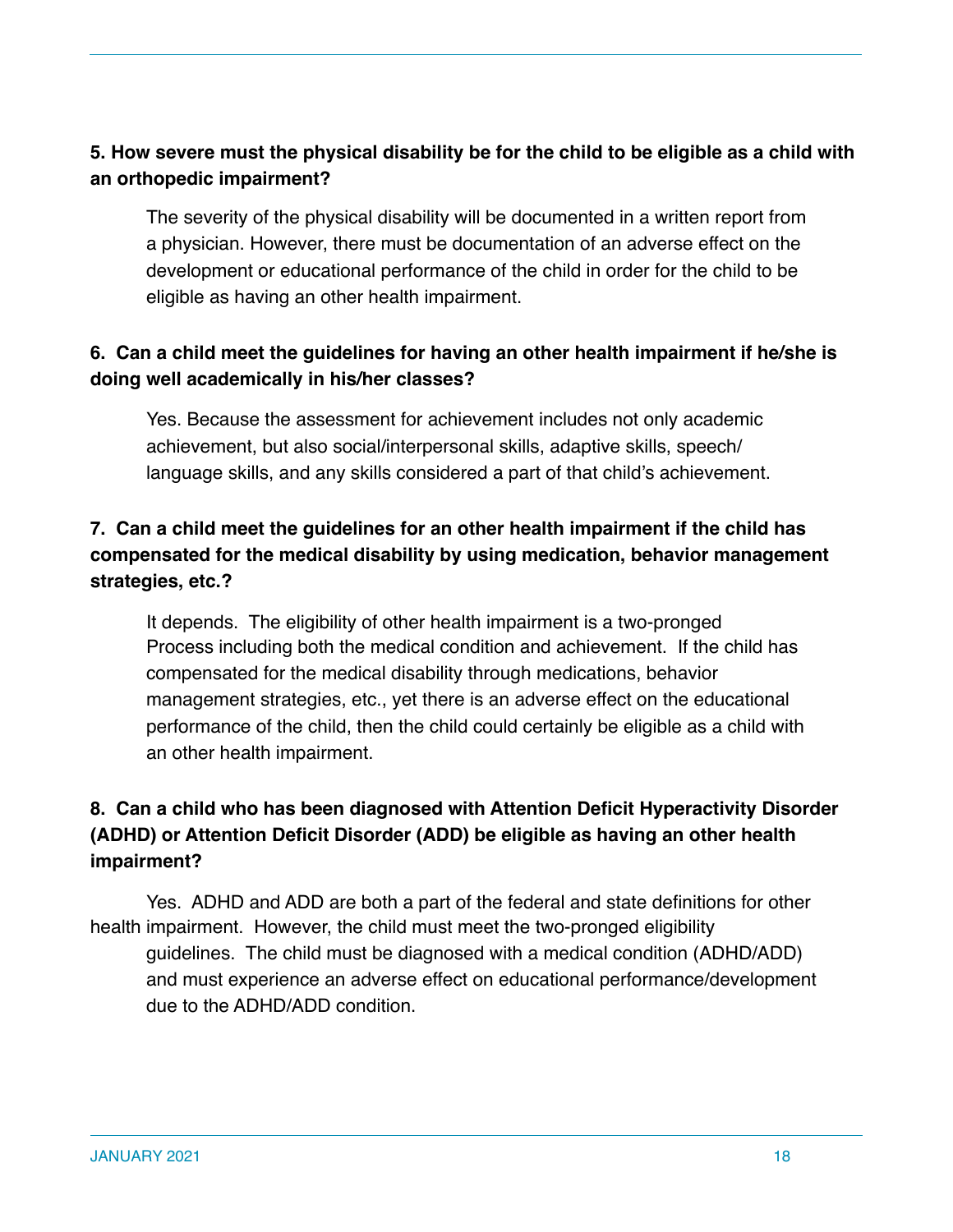**5. How severe must the physical disability be for the child to be eligible as a child with an orthopedic impairment?**

The severity of the physical disability will be documented in a written report from a physician. However, there must be documentation of an adverse effect on the development or educational performance of the child in order for the child to be eligible as having an other health impairment.

**6. Can a child meet the guidelines for having an other health impairment if he/she is doing well academically in his/her classes?**

Yes. Because the assessment for achievement includes not only academic achievement, but also social/interpersonal skills, adaptive skills, speech/language skills, and any skills considered a part of that child's achievement.

**7. Can a child meet the guidelines for an other health impairment if the child has compensated for the medical disability by using medication, behavior management strategies, etc.?**

It depends. The eligibility of other health impairment is a two-pronged Process including both the medical condition and achievement. If the child has compensated for the medical disability through medications, behavior management strategies, etc., yet there is an adverse effect on the educational performance of the child, then the child could certainly be eligible as a child with an other health impairment.

**8. Can a child who has been diagnosed with Attention Deficit Hyperactivity Disorder (ADHD) or Attention Deficit Disorder (ADD) be eligible as having an other health impairment?**

Yes. ADHD and ADD are both a part of the federal and state definitions for other health impairment. However, the child must meet the two-pronged eligibility guidelines. The child must be diagnosed with a medical condition (ADHD/ADD) and must experience an adverse effect on educational performance/development due to the ADHD/ADD condition.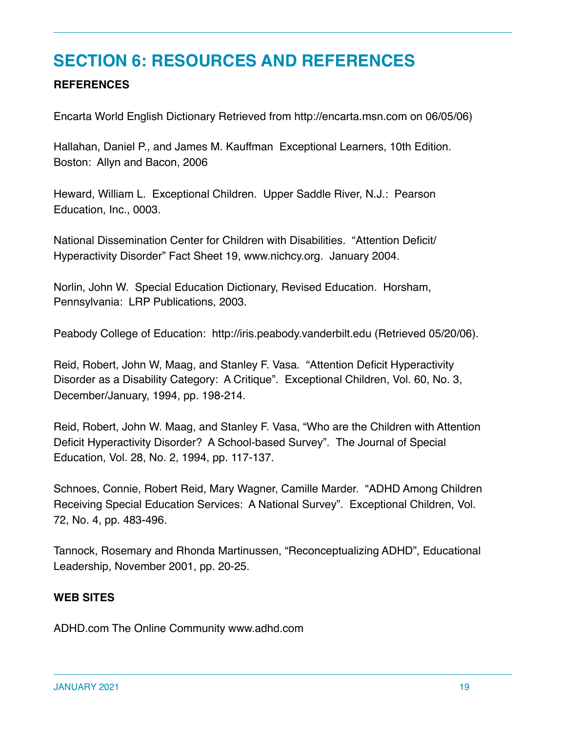# SECTION 6: RESOURCES AND REFERENCES

**REFERENCES**

Encarta World English Dictionary Retrieved from http://encarta.msn.com on 06/05/06)

Hallahan, Daniel P., and James M. Kauffman  Exceptional Learners, 10th Edition. Boston:  Allyn and Bacon, 2006

Heward, William L.  Exceptional Children.  Upper Saddle River, N.J.:  Pearson Education, Inc., 0003.

National Dissemination Center for Children with Disabilities.  "Attention Deficit/ Hyperactivity Disorder" Fact Sheet 19, www.nichcy.org.  January 2004.

Norlin, John W.  Special Education Dictionary, Revised Education.  Horsham, Pennsylvania:  LRP Publications, 2003.

Peabody College of Education:  http://iris.peabody.vanderbilt.edu (Retrieved 05/20/06).

Reid, Robert, John W, Maag, and Stanley F. Vasa.  "Attention Deficit Hyperactivity Disorder as a Disability Category:  A Critique".  Exceptional Children, Vol. 60, No. 3, December/January, 1994, pp. 198-214.

Reid, Robert, John W. Maag, and Stanley F. Vasa, "Who are the Children with Attention Deficit Hyperactivity Disorder?  A School-based Survey".  The Journal of Special Education, Vol. 28, No. 2, 1994, pp. 117-137.

Schnoes, Connie, Robert Reid, Mary Wagner, Camille Marder.  "ADHD Among Children Receiving Special Education Services:  A National Survey".  Exceptional Children, Vol. 72, No. 4, pp. 483-496.

Tannock, Rosemary and Rhonda Martinussen, "Reconceptualizing ADHD", Educational Leadership, November 2001, pp. 20-25.

**WEB SITES**

ADHD.com The Online Community www.adhd.com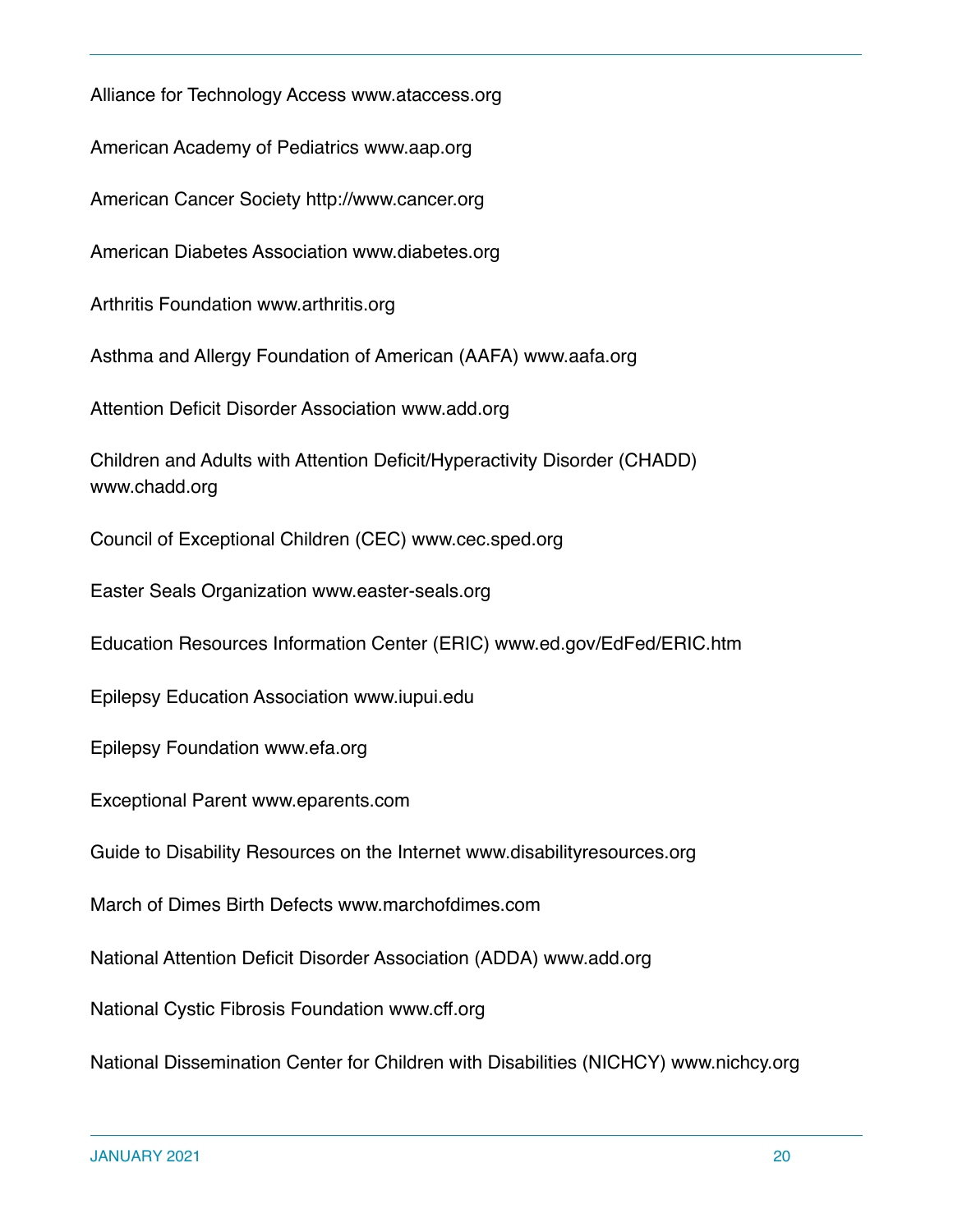Alliance for Technology Access www.ataccess.org

American Academy of Pediatrics www.aap.org

American Cancer Society http://www.cancer.org

American Diabetes Association www.diabetes.org

Arthritis Foundation www.arthritis.org

Asthma and Allergy Foundation of American (AAFA) www.aafa.org

Attention Deficit Disorder Association www.add.org

Children and Adults with Attention Deficit/Hyperactivity Disorder (CHADD) www.chadd.org

Council of Exceptional Children (CEC) www.cec.sped.org

Easter Seals Organization www.easter-seals.org

Education Resources Information Center (ERIC) www.ed.gov/EdFed/ERIC.htm

Epilepsy Education Association www.iupui.edu

Epilepsy Foundation www.efa.org

Exceptional Parent www.eparents.com

Guide to Disability Resources on the Internet www.disabilityresources.org

March of Dimes Birth Defects www.marchofdimes.com

National Attention Deficit Disorder Association (ADDA) www.add.org

National Cystic Fibrosis Foundation www.cff.org

National Dissemination Center for Children with Disabilities (NICHCY) www.nichcy.org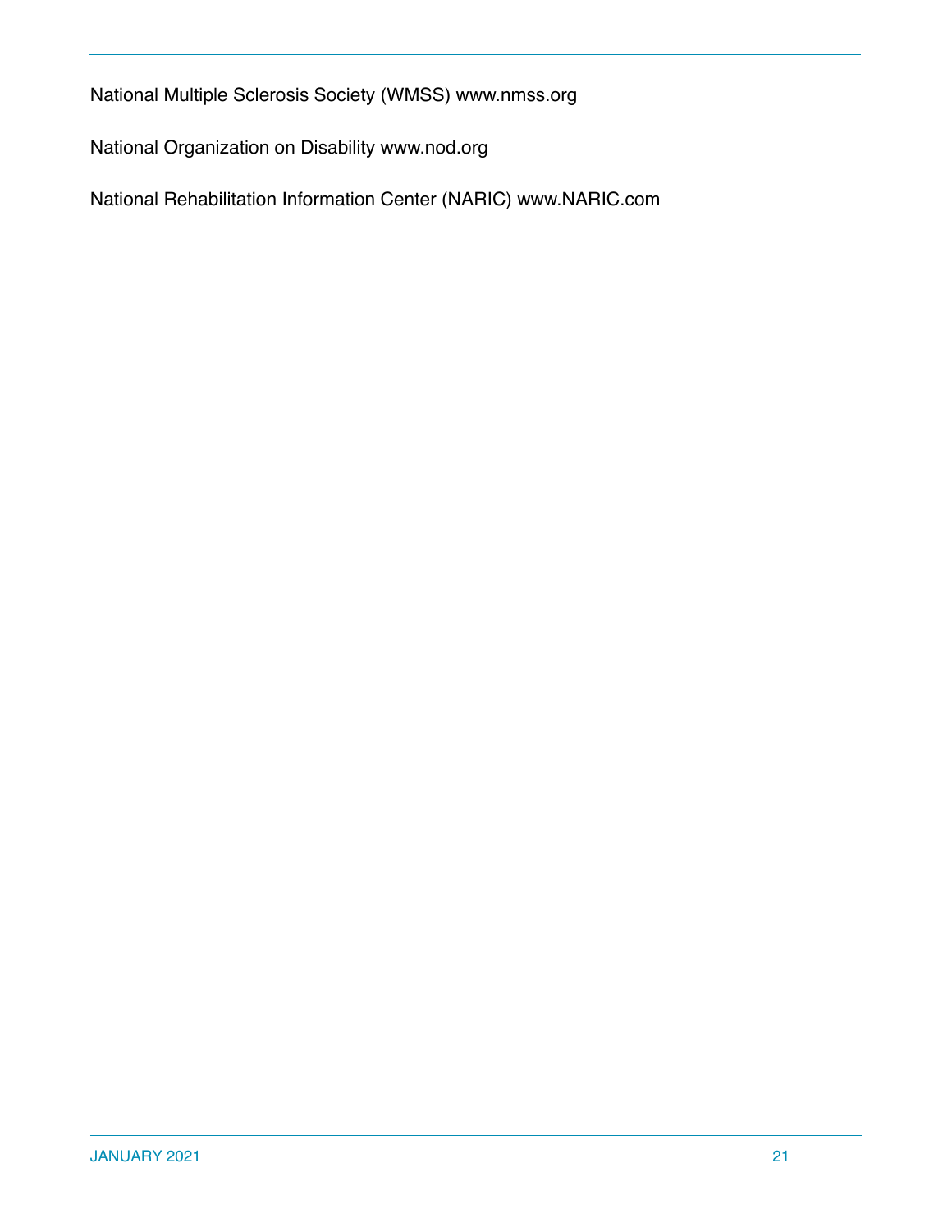National Multiple Sclerosis Society (WMSS) www.nmss.org

National Organization on Disability www.nod.org

National Rehabilitation Information Center (NARIC) www.NARIC.com